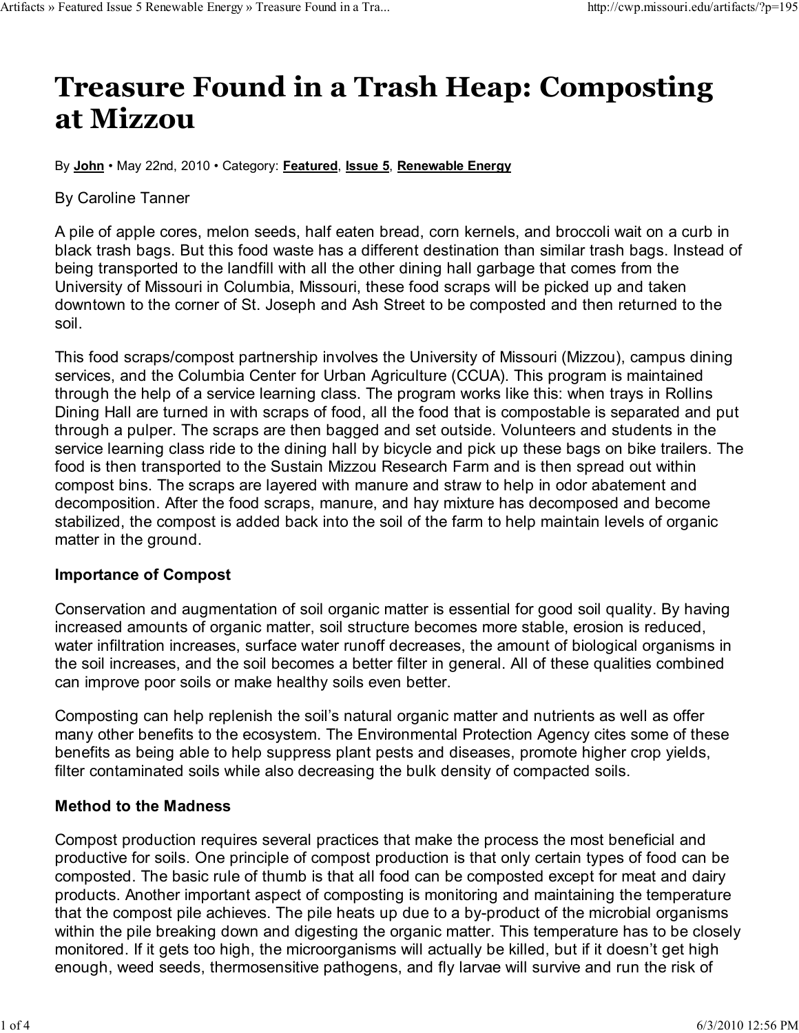# Treasure Found in a Trash Heap: Composting at Mizzou

By **John** • May 22nd, 2010 • Category: **Featured**, **Issue 5**, **Renewable Energy**

By Caroline Tanner

A pile of apple cores, melon seeds, half eaten bread, corn kernels, and broccoli wait on a curb in black trash bags. But this food waste has a different destination than similar trash bags. Instead of being transported to the landfill with all the other dining hall garbage that comes from the University of Missouri in Columbia, Missouri, these food scraps will be picked up and taken downtown to the corner of St. Joseph and Ash Street to be composted and then returned to the soil.

This food scraps/compost partnership involves the University of Missouri (Mizzou), campus dining services, and the Columbia Center for Urban Agriculture (CCUA). This program is maintained through the help of a service learning class. The program works like this: when trays in Rollins Dining Hall are turned in with scraps of food, all the food that is compostable is separated and put through a pulper. The scraps are then bagged and set outside. Volunteers and students in the service learning class ride to the dining hall by bicycle and pick up these bags on bike trailers. The food is then transported to the Sustain Mizzou Research Farm and is then spread out within compost bins. The scraps are layered with manure and straw to help in odor abatement and decomposition. After the food scraps, manure, and hay mixture has decomposed and become stabilized, the compost is added back into the soil of the farm to help maintain levels of organic matter in the ground.

**Importance of Compost**

Conservation and augmentation of soil organic matter is essential for good soil quality. By having increased amounts of organic matter, soil structure becomes more stable, erosion is reduced, water infiltration increases, surface water runoff decreases, the amount of biological organisms in the soil increases, and the soil becomes a better filter in general. All of these qualities combined can improve poor soils or make healthy soils even better.

Composting can help replenish the soil's natural organic matter and nutrients as well as offer many other benefits to the ecosystem. The Environmental Protection Agency cites some of these benefits as being able to help suppress plant pests and diseases, promote higher crop yields, filter contaminated soils while also decreasing the bulk density of compacted soils.

**Method to the Madness**

Compost production requires several practices that make the process the most beneficial and productive for soils. One principle of compost production is that only certain types of food can be composted. The basic rule of thumb is that all food can be composted except for meat and dairy products. Another important aspect of composting is monitoring and maintaining the temperature that the compost pile achieves. The pile heats up due to a by-product of the microbial organisms within the pile breaking down and digesting the organic matter. This temperature has to be closely monitored. If it gets too high, the microorganisms will actually be killed, but if it doesn't get high enough, weed seeds, thermosensitive pathogens, and fly larvae will survive and run the risk of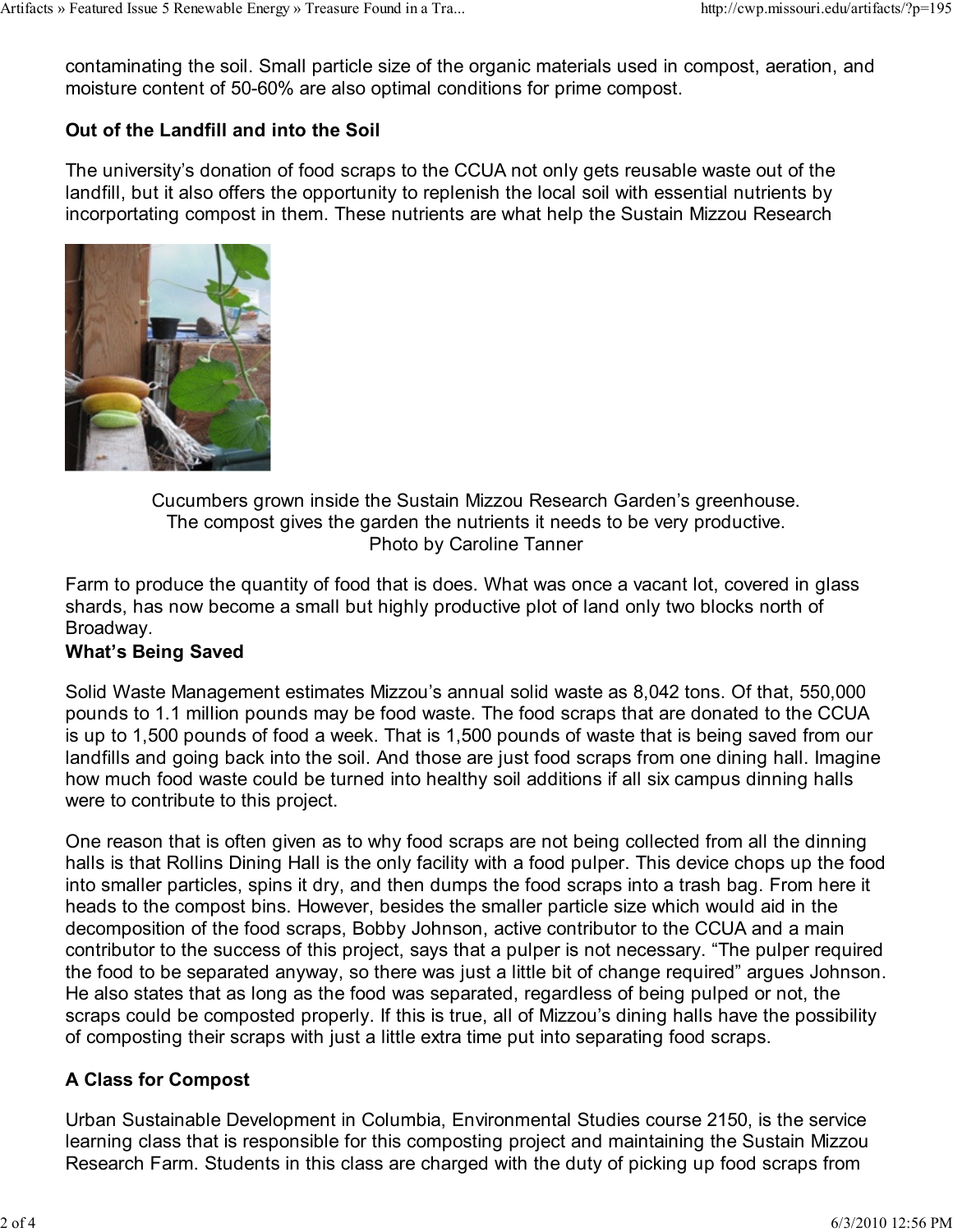contaminating the soil. Small particle size of the organic materials used in compost, aeration, and moisture content of 50-60% are also optimal conditions for prime compost.

**Out of the Landfill and into the Soil**

The university's donation of food scraps to the CCUA not only gets reusable waste out of the landfill, but it also offers the opportunity to replenish the local soil with essential nutrients by incorportating compost in them. These nutrients are what help the Sustain Mizzou Research

Cucumbers grown inside the Sustain Mizzou Research Garden's greenhouse.
The compost gives the garden the nutrients it needs to be very productive.
Photo by Caroline Tanner

Farm to produce the quantity of food that is does. What was once a vacant lot, covered in glass shards, has now become a small but highly productive plot of land only two blocks north of Broadway.

**What's Being Saved**

Solid Waste Management estimates Mizzou's annual solid waste as 8,042 tons. Of that, 550,000 pounds to 1.1 million pounds may be food waste. The food scraps that are donated to the CCUA is up to 1,500 pounds of food a week. That is 1,500 pounds of waste that is being saved from our landfills and going back into the soil. And those are just food scraps from one dining hall. Imagine how much food waste could be turned into healthy soil additions if all six campus dinning halls were to contribute to this project.

One reason that is often given as to why food scraps are not being collected from all the dinning halls is that Rollins Dining Hall is the only facility with a food pulper. This device chops up the food into smaller particles, spins it dry, and then dumps the food scraps into a trash bag. From here it heads to the compost bins. However, besides the smaller particle size which would aid in the decomposition of the food scraps, Bobby Johnson, active contributor to the CCUA and a main contributor to the success of this project, says that a pulper is not necessary. "The pulper required the food to be separated anyway, so there was just a little bit of change required" argues Johnson. He also states that as long as the food was separated, regardless of being pulped or not, the scraps could be composted properly. If this is true, all of Mizzou's dining halls have the possibility of composting their scraps with just a little extra time put into separating food scraps.

**A Class for Compost**

Urban Sustainable Development in Columbia, Environmental Studies course 2150, is the service learning class that is responsible for this composting project and maintaining the Sustain Mizzou Research Farm. Students in this class are charged with the duty of picking up food scraps from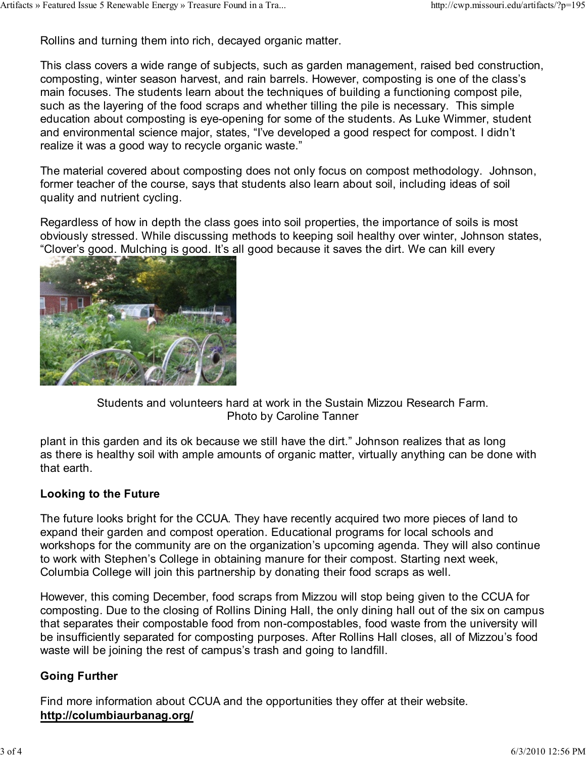Rollins and turning them into rich, decayed organic matter.

This class covers a wide range of subjects, such as garden management, raised bed construction, composting, winter season harvest, and rain barrels. However, composting is one of the class's main focuses. The students learn about the techniques of building a functioning compost pile, such as the layering of the food scraps and whether tilling the pile is necessary. This simple education about composting is eye-opening for some of the students. As Luke Wimmer, student and environmental science major, states, "I've developed a good respect for compost. I didn't realize it was a good way to recycle organic waste."

The material covered about composting does not only focus on compost methodology. Johnson, former teacher of the course, says that students also learn about soil, including ideas of soil quality and nutrient cycling.

Regardless of how in depth the class goes into soil properties, the importance of soils is most obviously stressed. While discussing methods to keeping soil healthy over winter, Johnson states, "Clover's good. Mulching is good. It's all good because it saves the dirt. We can kill every plant in this garden and its ok because we still have the dirt." Johnson realizes that as long as there is healthy soil with ample amounts of organic matter, virtually anything can be done with that earth.

Students and volunteers hard at work in the Sustain Mizzou Research Farm.
Photo by Caroline Tanner

**Looking to the Future**

The future looks bright for the CCUA. They have recently acquired two more pieces of land to expand their garden and compost operation. Educational programs for local schools and workshops for the community are on the organization's upcoming agenda. They will also continue to work with Stephen's College in obtaining manure for their compost. Starting next week, Columbia College will join this partnership by donating their food scraps as well.

However, this coming December, food scraps from Mizzou will stop being given to the CCUA for composting. Due to the closing of Rollins Dining Hall, the only dining hall out of the six on campus that separates their compostable food from non-compostables, food waste from the university will be insufficiently separated for composting purposes. After Rollins Hall closes, all of Mizzou's food waste will be joining the rest of campus's trash and going to landfill.

**Going Further**

Find more information about CCUA and the opportunities they offer at their website.
**http://columbiaurbanag.org/**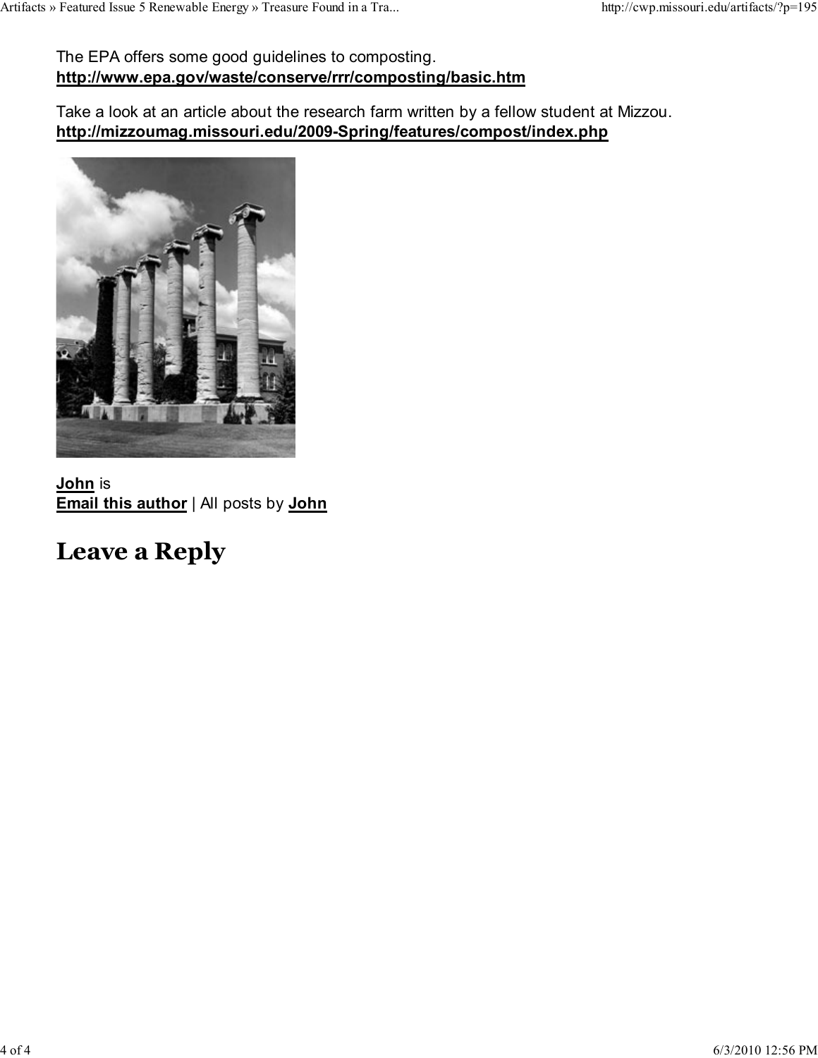The EPA offers some good guidelines to composting.
**http://www.epa.gov/waste/conserve/rrr/composting/basic.htm**

Take a look at an article about the research farm written by a fellow student at Mizzou.
**http://mizzoumag.missouri.edu/2009-Spring/features/compost/index.php**

**John** is
**Email this author** | All posts by **John**

# Leave a Reply